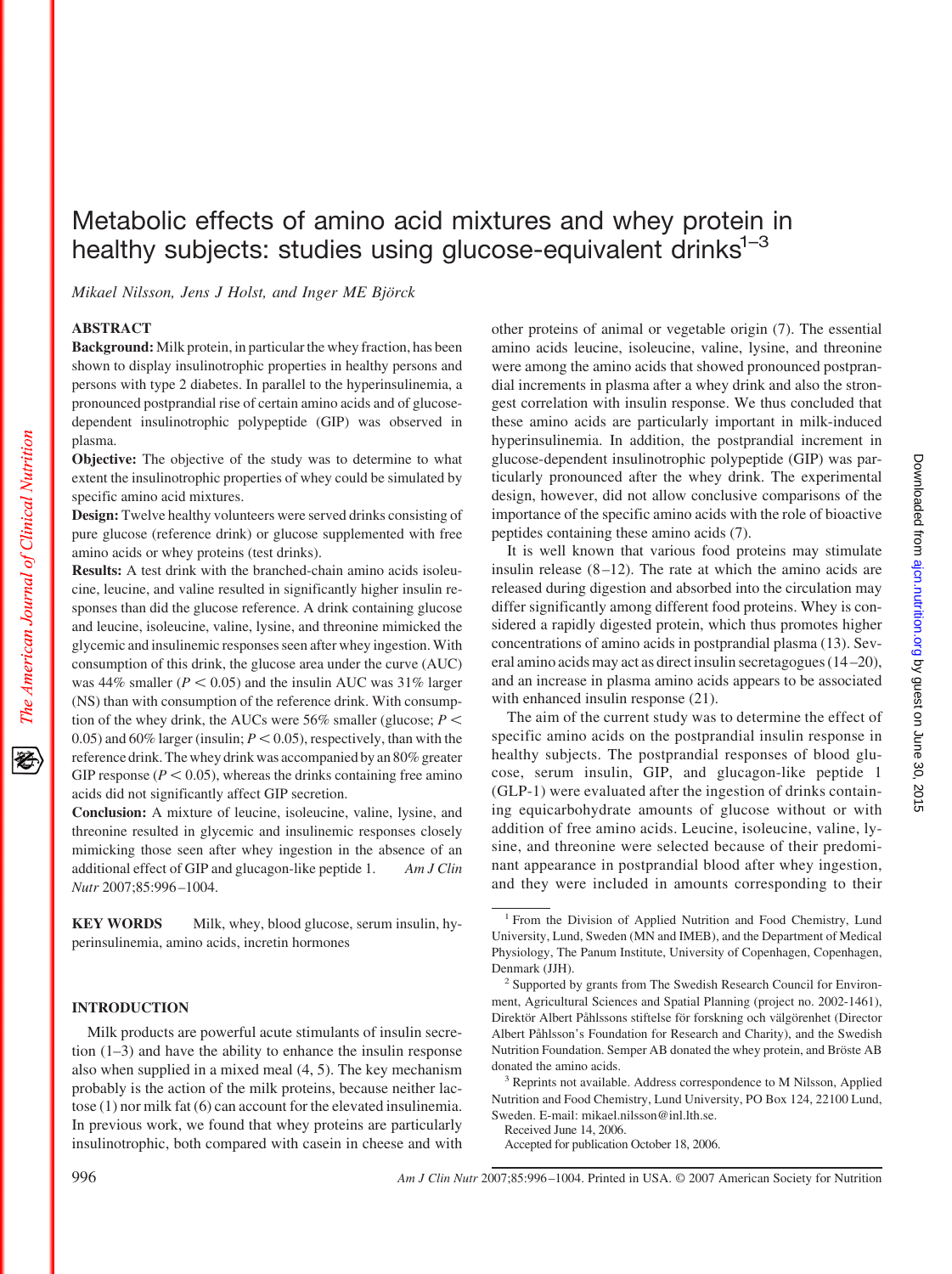# Metabolic effects of amino acid mixtures and whey protein in healthy subjects: studies using glucose-equivalent drinks[1–3]

*Mikael Nilsson, Jens J Holst, and Inger ME Björck*

## ABSTRACT

**Background:** Milk protein, in particular the whey fraction, has been shown to display insulinotrophic properties in healthy persons and persons with type 2 diabetes. In parallel to the hyperinsulinemia, a pronounced postprandial rise of certain amino acids and of glucose-dependent insulinotrophic polypeptide (GIP) was observed in plasma.

**Objective:** The objective of the study was to determine to what extent the insulinotrophic properties of whey could be simulated by specific amino acid mixtures.

**Design:** Twelve healthy volunteers were served drinks consisting of pure glucose (reference drink) or glucose supplemented with free amino acids or whey proteins (test drinks).

**Results:** A test drink with the branched-chain amino acids isoleucine, leucine, and valine resulted in significantly higher insulin responses than did the glucose reference. A drink containing glucose and leucine, isoleucine, valine, lysine, and threonine mimicked the glycemic and insulinemic responses seen after whey ingestion. With consumption of this drink, the glucose area under the curve (AUC) was 44% smaller ($P < 0.05$) and the insulin AUC was 31% larger (NS) than with consumption of the reference drink. With consumption of the whey drink, the AUCs were 56% smaller (glucose; $P < 0.05$) and 60% larger (insulin; $P < 0.05$), respectively, than with the reference drink. The whey drink was accompanied by an 80% greater GIP response ($P < 0.05$), whereas the drinks containing free amino acids did not significantly affect GIP secretion.

**Conclusion:** A mixture of leucine, isoleucine, valine, lysine, and threonine resulted in glycemic and insulinemic responses closely mimicking those seen after whey ingestion in the absence of an additional effect of GIP and glucagon-like peptide 1. *Am J Clin Nutr* 2007;85:996–1004.

**KEY WORDS** Milk, whey, blood glucose, serum insulin, hyperinsulinemia, amino acids, incretin hormones

## INTRODUCTION

Milk products are powerful acute stimulants of insulin secretion (1–3) and have the ability to enhance the insulin response also when supplied in a mixed meal (4, 5). The key mechanism probably is the action of the milk proteins, because neither lactose (1) nor milk fat (6) can account for the elevated insulinemia. In previous work, we found that whey proteins are particularly insulinotrophic, both compared with casein in cheese and with other proteins of animal or vegetable origin (7). The essential amino acids leucine, isoleucine, valine, lysine, and threonine were among the amino acids that showed pronounced postprandial increments in plasma after a whey drink and also the strongest correlation with insulin response. We thus concluded that these amino acids are particularly important in milk-induced hyperinsulinemia. In addition, the postprandial increment in glucose-dependent insulinotrophic polypeptide (GIP) was particularly pronounced after the whey drink. The experimental design, however, did not allow conclusive comparisons of the importance of the specific amino acids with the role of bioactive peptides containing these amino acids (7).

It is well known that various food proteins may stimulate insulin release (8–12). The rate at which the amino acids are released during digestion and absorbed into the circulation may differ significantly among different food proteins. Whey is considered a rapidly digested protein, which thus promotes higher concentrations of amino acids in postprandial plasma (13). Several amino acids may act as direct insulin secretagogues (14–20), and an increase in plasma amino acids appears to be associated with enhanced insulin response (21).

The aim of the current study was to determine the effect of specific amino acids on the postprandial insulin response in healthy subjects. The postprandial responses of blood glucose, serum insulin, GIP, and glucagon-like peptide 1 (GLP-1) were evaluated after the ingestion of drinks containing equicarbohydrate amounts of glucose without or with addition of free amino acids. Leucine, isoleucine, valine, lysine, and threonine were selected because of their predominant appearance in postprandial blood after whey ingestion, and they were included in amounts corresponding to their

[1] From the Division of Applied Nutrition and Food Chemistry, Lund University, Lund, Sweden (MN and IMEB), and the Department of Medical Physiology, The Panum Institute, University of Copenhagen, Copenhagen, Denmark (JJH).

[2] Supported by grants from The Swedish Research Council for Environment, Agricultural Sciences and Spatial Planning (project no. 2002-1461), Direktör Albert Påhlssons stiftelse för forskning och välgörenhet (Director Albert Påhlsson's Foundation for Research and Charity), and the Swedish Nutrition Foundation. Semper AB donated the whey protein, and Bröste AB donated the amino acids.

[3] Reprints not available. Address correspondence to M Nilsson, Applied Nutrition and Food Chemistry, Lund University, PO Box 124, 22100 Lund, Sweden. E-mail: mikael.nilsson@inl.lth.se.

Received June 14, 2006.

Accepted for publication October 18, 2006.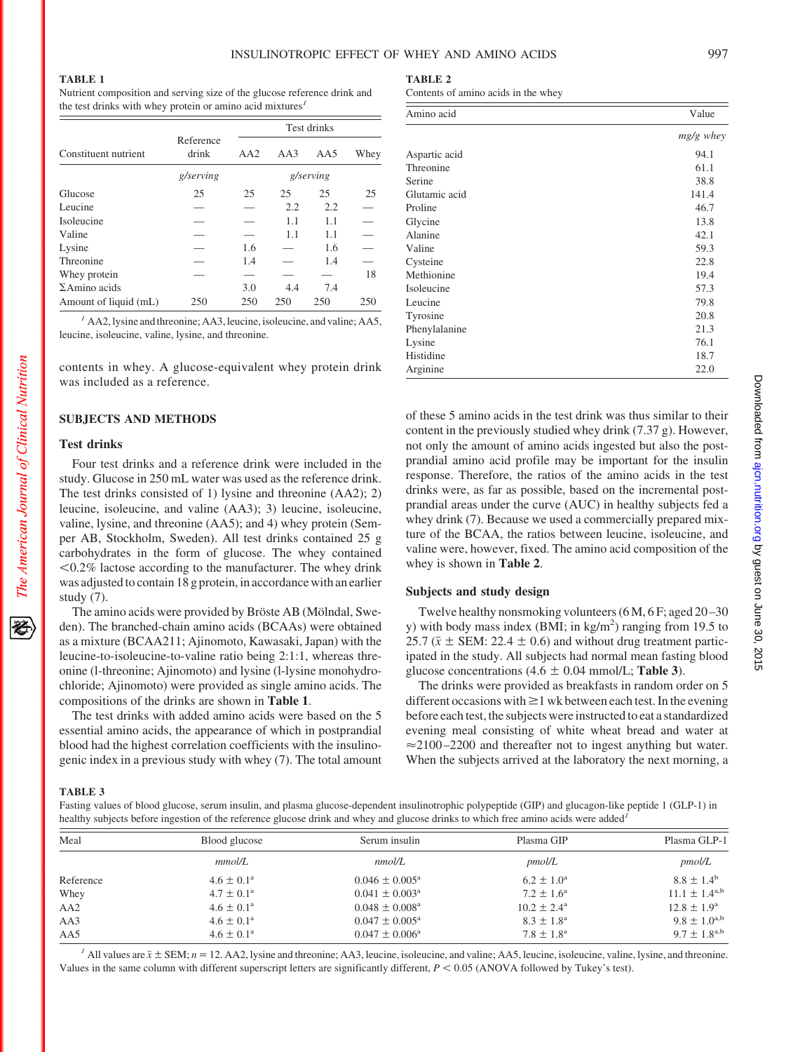**TABLE 1**
Nutrient composition and serving size of the glucose reference drink and the test drinks with whey protein or amino acid mixtures[1]

| Constituent nutrient | Reference drink | Test drinks | | | |
|---|---|---|---|---|---|
| | | AA2 | AA3 | AA5 | Whey |
| | *g/serving* | *g/serving* | | | |
| Glucose | 25 | 25 | 25 | 25 | 25 |
| Leucine | — | — | 2.2 | 2.2 | — |
| Isoleucine | — | — | 1.1 | 1.1 | — |
| Valine | — | — | 1.1 | 1.1 | — |
| Lysine | — | 1.6 | — | 1.6 | — |
| Threonine | — | 1.4 | — | 1.4 | — |
| Whey protein | — | — | — | — | 18 |
| ΣAmino acids | | 3.0 | 4.4 | 7.4 | |
| Amount of liquid (mL) | 250 | 250 | 250 | 250 | 250 |

[1] AA2, lysine and threonine; AA3, leucine, isoleucine, and valine; AA5, leucine, isoleucine, valine, lysine, and threonine.

contents in whey. A glucose-equivalent whey protein drink was included as a reference.

## SUBJECTS AND METHODS

### Test drinks

Four test drinks and a reference drink were included in the study. Glucose in 250 mL water was used as the reference drink. The test drinks consisted of 1) lysine and threonine (AA2); 2) leucine, isoleucine, and valine (AA3); 3) leucine, isoleucine, valine, lysine, and threonine (AA5); and 4) whey protein (Semper AB, Stockholm, Sweden). All test drinks contained 25 g carbohydrates in the form of glucose. The whey contained <0.2% lactose according to the manufacturer. The whey drink was adjusted to contain 18 g protein, in accordance with an earlier study (7).

The amino acids were provided by Bröste AB (Mölndal, Sweden). The branched-chain amino acids (BCAAs) were obtained as a mixture (BCAA211; Ajinomoto, Kawasaki, Japan) with the leucine-to-isoleucine-to-valine ratio being 2:1:1, whereas threonine (l-threonine; Ajinomoto) and lysine (l-lysine monohydrochloride; Ajinomoto) were provided as single amino acids. The compositions of the drinks are shown in **Table 1**.

The test drinks with added amino acids were based on the 5 essential amino acids, the appearance of which in postprandial blood had the highest correlation coefficients with the insulinogenic index in a previous study with whey (7). The total amount of these 5 amino acids in the test drink was thus similar to their content in the previously studied whey drink (7.37 g). However, not only the amount of amino acids ingested but also the postprandial amino acid profile may be important for the insulin response. Therefore, the ratios of the amino acids in the test drinks were, as far as possible, based on the incremental postprandial areas under the curve (AUC) in healthy subjects fed a whey drink (7). Because we used a commercially prepared mixture of the BCAA, the ratios between leucine, isoleucine, and valine were, however, fixed. The amino acid composition of the whey is shown in **Table 2**.

**TABLE 2**
Contents of amino acids in the whey

| Amino acid | Value |
|---|---|
| | *mg/g whey* |
| Aspartic acid | 94.1 |
| Threonine | 61.1 |
| Serine | 38.8 |
| Glutamic acid | 141.4 |
| Proline | 46.7 |
| Glycine | 13.8 |
| Alanine | 42.1 |
| Valine | 59.3 |
| Cysteine | 22.8 |
| Methionine | 19.4 |
| Isoleucine | 57.3 |
| Leucine | 79.8 |
| Tyrosine | 20.8 |
| Phenylalanine | 21.3 |
| Lysine | 76.1 |
| Histidine | 18.7 |
| Arginine | 22.0 |

### Subjects and study design

Twelve healthy nonsmoking volunteers (6 M, 6 F; aged 20–30 y) with body mass index (BMI; in kg/m$^2$) ranging from 19.5 to 25.7 ($\bar{x} \pm$ SEM: 22.4 $\pm$ 0.6) and without drug treatment participated in the study. All subjects had normal mean fasting blood glucose concentrations (4.6 $\pm$ 0.04 mmol/L; **Table 3**).

The drinks were provided as breakfasts in random order on 5 different occasions with ≥1 wk between each test. In the evening before each test, the subjects were instructed to eat a standardized evening meal consisting of white wheat bread and water at ≈2100–2200 and thereafter not to ingest anything but water. When the subjects arrived at the laboratory the next morning, a

**TABLE 3**
Fasting values of blood glucose, serum insulin, and plasma glucose-dependent insulinotropic polypeptide (GIP) and glucagon-like peptide 1 (GLP-1) in healthy subjects before ingestion of the reference glucose drink and whey and glucose drinks to which free amino acids were added[1]

| Meal | Blood glucose | Serum insulin | Plasma GIP | Plasma GLP-1 |
|---|---|---|---|---|
| | *mmol/L* | *nmol/L* | *pmol/L* | *pmol/L* |
| Reference | 4.6 ± 0.1[a] | 0.046 ± 0.005[a] | 6.2 ± 1.0[a] | 8.8 ± 1.4[b] |
| Whey | 4.7 ± 0.1[a] | 0.041 ± 0.003[a] | 7.2 ± 1.6[a] | 11.1 ± 1.4[a,b] |
| AA2 | 4.6 ± 0.1[a] | 0.048 ± 0.008[a] | 10.2 ± 2.4[a] | 12.8 ± 1.9[a] |
| AA3 | 4.6 ± 0.1[a] | 0.047 ± 0.005[a] | 8.3 ± 1.8[a] | 9.8 ± 1.0[a,b] |
| AA5 | 4.6 ± 0.1[a] | 0.047 ± 0.006[a] | 7.8 ± 1.8[a] | 9.7 ± 1.8[a,b] |

[1] All values are $\bar{x} \pm$ SEM; $n = 12$. AA2, lysine and threonine; AA3, leucine, isoleucine, and valine; AA5, leucine, isoleucine, valine, lysine, and threonine. Values in the same column with different superscript letters are significantly different, $P < 0.05$ (ANOVA followed by Tukey's test).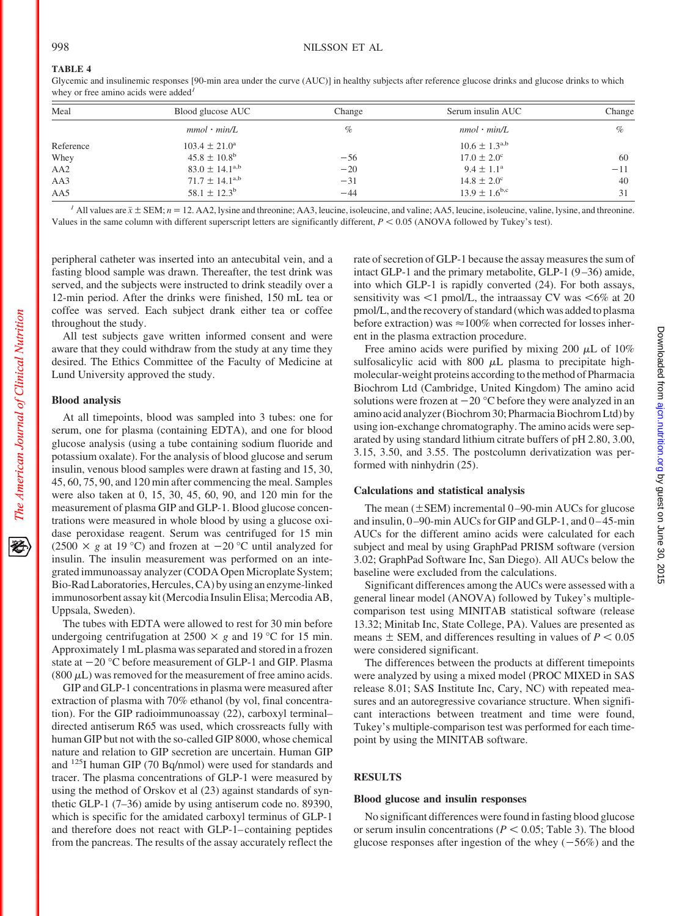**TABLE 4**

Glycemic and insulinemic responses [90-min area under the curve (AUC)] in healthy subjects after reference glucose drinks and glucose drinks to which whey or free amino acids were added[1]

| Meal | Blood glucose AUC | Change | Serum insulin AUC | Change |
|---|---|---|---|---|
| | *mmol · min/L* | *%* | *nmol · min/L* | *%* |
| Reference | 103.4 ± 21.0[a] | | 10.6 ± 1.3[a,b] | |
| Whey | 45.8 ± 10.8[b] | −56 | 17.0 ± 2.0[c] | 60 |
| AA2 | 83.0 ± 14.1[a,b] | −20 | 9.4 ± 1.1[a] | −11 |
| AA3 | 71.7 ± 14.1[a,b] | −31 | 14.8 ± 2.0[c] | 40 |
| AA5 | 58.1 ± 12.3[b] | −44 | 13.9 ± 1.6[b,c] | 31 |

[1] All values are $\bar{x}$ ± SEM; $n = 12$. AA2, lysine and threonine; AA3, leucine, isoleucine, and valine; AA5, leucine, isoleucine, valine, lysine, and threonine. Values in the same column with different superscript letters are significantly different, $P < 0.05$ (ANOVA followed by Tukey's test).

peripheral catheter was inserted into an antecubital vein, and a fasting blood sample was drawn. Thereafter, the test drink was served, and the subjects were instructed to drink steadily over a 12-min period. After the drinks were finished, 150 mL tea or coffee was served. Each subject drank either tea or coffee throughout the study.

All test subjects gave written informed consent and were aware that they could withdraw from the study at any time they desired. The Ethics Committee of the Faculty of Medicine at Lund University approved the study.

### Blood analysis

At all timepoints, blood was sampled into 3 tubes: one for serum, one for plasma (containing EDTA), and one for blood glucose analysis (using a tube containing sodium fluoride and potassium oxalate). For the analysis of blood glucose and serum insulin, venous blood samples were drawn at fasting and 15, 30, 45, 60, 75, 90, and 120 min after commencing the meal. Samples were also taken at 0, 15, 30, 45, 60, 90, and 120 min for the measurement of plasma GIP and GLP-1. Blood glucose concentrations were measured in whole blood by using a glucose oxidase peroxidase reagent. Serum was centrifuged for 15 min (2500 × *g* at 19 °C) and frozen at −20 °C until analyzed for insulin. The insulin measurement was performed on an integrated immunoassay analyzer (CODA Open Microplate System; Bio-Rad Laboratories, Hercules, CA) by using an enzyme-linked immunosorbent assay kit (Mercodia Insulin Elisa; Mercodia AB, Uppsala, Sweden).

The tubes with EDTA were allowed to rest for 30 min before undergoing centrifugation at 2500 × *g* and 19 °C for 15 min. Approximately 1 mL plasma was separated and stored in a frozen state at −20 °C before measurement of GLP-1 and GIP. Plasma (800 μL) was removed for the measurement of free amino acids.

GIP and GLP-1 concentrations in plasma were measured after extraction of plasma with 70% ethanol (by vol, final concentration). For the GIP radioimmunoassay (22), carboxyl terminal–directed antiserum R65 was used, which crossreacts fully with human GIP but not with the so-called GIP 8000, whose chemical nature and relation to GIP secretion are uncertain. Human GIP and $^{125}$I human GIP (70 Bq/nmol) were used for standards and tracer. The plasma concentrations of GLP-1 were measured by using the method of Orskov et al (23) against standards of synthetic GLP-1 (7–36) amide by using antiserum code no. 89390, which is specific for the amidated carboxyl terminus of GLP-1 and therefore does not react with GLP-1–containing peptides from the pancreas. The results of the assay accurately reflect the rate of secretion of GLP-1 because the assay measures the sum of intact GLP-1 and the primary metabolite, GLP-1 (9–36) amide, into which GLP-1 is rapidly converted (24). For both assays, sensitivity was <1 pmol/L, the intraassay CV was <6% at 20 pmol/L, and the recovery of standard (which was added to plasma before extraction) was ≈100% when corrected for losses inherent in the plasma extraction procedure.

Free amino acids were purified by mixing 200 μL of 10% sulfosalicylic acid with 800 μL plasma to precipitate high-molecular-weight proteins according to the method of Pharmacia Biochrom Ltd (Cambridge, United Kingdom) The amino acid solutions were frozen at −20 °C before they were analyzed in an amino acid analyzer (Biochrom 30; Pharmacia Biochrom Ltd) by using ion-exchange chromatography. The amino acids were separated by using standard lithium citrate buffers of pH 2.80, 3.00, 3.15, 3.50, and 3.55. The postcolumn derivatization was performed with ninhydrin (25).

### Calculations and statistical analysis

The mean (±SEM) incremental 0–90-min AUCs for glucose and insulin, 0–90-min AUCs for GIP and GLP-1, and 0–45-min AUCs for the different amino acids were calculated for each subject and meal by using GraphPad PRISM software (version 3.02; GraphPad Software Inc, San Diego). All AUCs below the baseline were excluded from the calculations.

Significant differences among the AUCs were assessed with a general linear model (ANOVA) followed by Tukey's multiple-comparison test using MINITAB statistical software (release 13.32; Minitab Inc, State College, PA). Values are presented as means ± SEM, and differences resulting in values of $P < 0.05$ were considered significant.

The differences between the products at different timepoints were analyzed by using a mixed model (PROC MIXED in SAS release 8.01; SAS Institute Inc, Cary, NC) with repeated measures and an autoregressive covariance structure. When significant interactions between treatment and time were found, Tukey's multiple-comparison test was performed for each timepoint by using the MINITAB software.

## RESULTS

### Blood glucose and insulin responses

No significant differences were found in fasting blood glucose or serum insulin concentrations ($P < 0.05$; Table 3). The blood glucose responses after ingestion of the whey (−56%) and the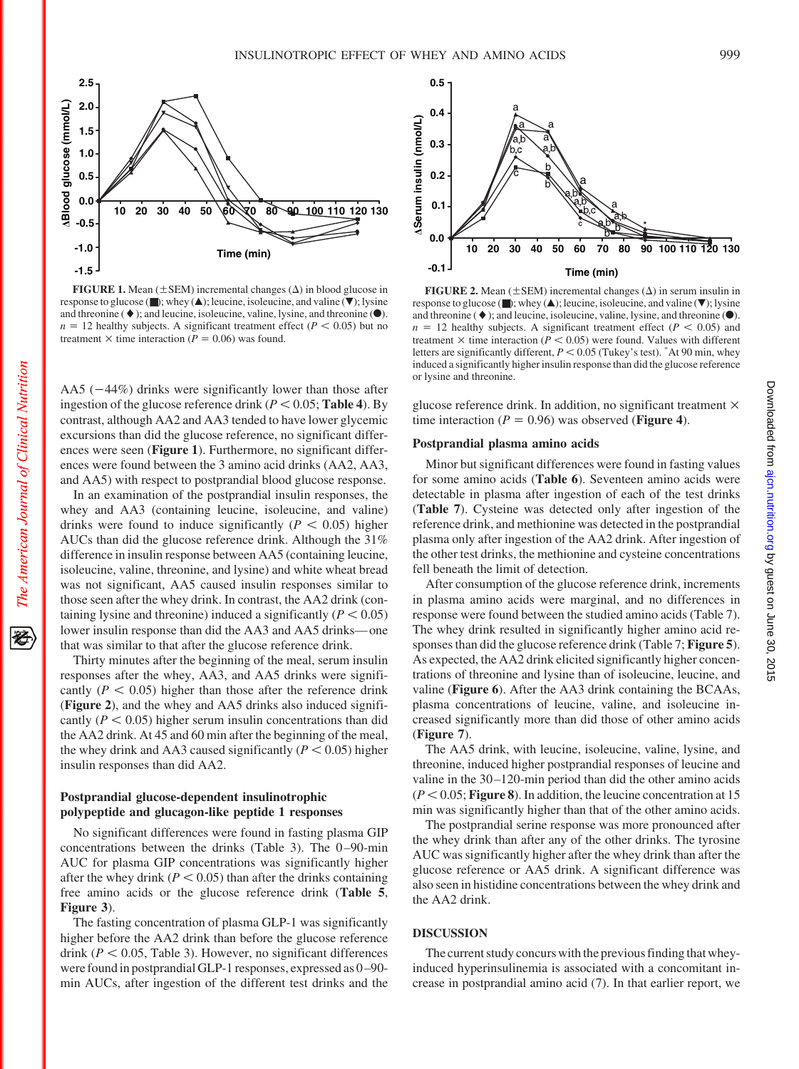FIGURE 1. Mean (±SEM) incremental changes (Δ) in blood glucose in response to glucose (■); whey (▲); leucine, isoleucine, and valine (▼); lysine and threonine (♦); and leucine, isoleucine, valine, lysine, and threonine (●). $n = 12$ healthy subjects. A significant treatment effect ($P < 0.05$) but no treatment × time interaction ($P = 0.06$) was found.

FIGURE 2. Mean (±SEM) incremental changes (Δ) in serum insulin in response to glucose (■); whey (▲); leucine, isoleucine, and valine (▼); lysine and threonine (♦); and leucine, isoleucine, valine, lysine, and threonine (●). $n = 12$ healthy subjects. A significant treatment effect ($P < 0.05$) and treatment × time interaction ($P < 0.05$) were found. Values with different letters are significantly different, $P < 0.05$ (Tukey's test). *At 90 min, whey induced a significantly higher insulin response than did the glucose reference or lysine and threonine.

AA5 (−44%) drinks were significantly lower than those after ingestion of the glucose reference drink ($P < 0.05$; **Table 4**). By contrast, although AA2 and AA3 tended to have lower glycemic excursions than did the glucose reference, no significant differences were seen (**Figure 1**). Furthermore, no significant differences were found between the 3 amino acid drinks (AA2, AA3, and AA5) with respect to postprandial blood glucose response.

In an examination of the postprandial insulin responses, the whey and AA3 (containing leucine, isoleucine, and valine) drinks were found to induce significantly ($P < 0.05$) higher insulin AUCs than did the glucose reference drink. Although the 31% difference in insulin response between AA5 (containing leucine, isoleucine, valine, threonine, and lysine) and white wheat bread was not significant, AA5 caused insulin responses similar to those seen after the whey drink. In contrast, the AA2 drink (containing lysine and threonine) induced a significantly ($P < 0.05$) lower insulin response than did the AA3 and AA5 drinks—one that was similar to that after the glucose reference drink.

Thirty minutes after the beginning of the meal, serum insulin responses after the whey, AA3, and AA5 drinks were significantly ($P < 0.05$) higher than those after the reference drink (**Figure 2**), and the whey and AA5 drinks also induced significantly ($P < 0.05$) higher serum insulin concentrations than did the AA2 drink. At 45 and 60 min after the beginning of the meal, the whey drink and AA3 caused significantly ($P < 0.05$) higher insulin responses than did AA2.

### Postprandial glucose-dependent insulinotropic polypeptide and glucagon-like peptide 1 responses

No significant differences were found in fasting plasma GIP concentrations between the drinks (Table 3). The 0–90-min AUC for plasma GIP concentrations was significantly higher after the whey drink ($P < 0.05$) than after the drinks containing free amino acids or the glucose reference drink (**Table 5**, **Figure 3**).

The fasting concentration of plasma GLP-1 was significantly higher before the AA2 drink than before the glucose reference drink ($P < 0.05$, Table 3). However, no significant differences were found in postprandial GLP-1 responses, expressed as 0–90-min AUCs, after ingestion of the different test drinks and the glucose reference drink. In addition, no significant treatment × time interaction ($P = 0.96$) was observed (**Figure 4**).

### Postprandial plasma amino acids

Minor but significant differences were found in fasting values for some amino acids (**Table 6**). Seventeen amino acids were detectable in plasma after ingestion of each of the test drinks (**Table 7**). Cysteine was detected only after ingestion of the reference drink, and methionine was detected in the postprandial plasma only after ingestion of the AA2 drink. After ingestion of the other test drinks, the methionine and cysteine concentrations fell beneath the limit of detection.

After consumption of the glucose reference drink, increments in plasma amino acids were marginal, and no differences in response were found between the studied amino acids (Table 7). The whey drink resulted in significantly higher amino acid responses than did the glucose reference drink (Table 7; **Figure 5**). As expected, the AA2 drink elicited significantly higher concentrations of threonine and lysine than of isoleucine, leucine, and valine (**Figure 6**). After the AA3 drink containing the BCAAs, plasma concentrations of leucine, valine, and isoleucine increased significantly more than did those of other amino acids (**Figure 7**).

The AA5 drink, with leucine, isoleucine, valine, lysine, and threonine, induced higher postprandial responses of leucine and valine in the 30–120-min period than did the other amino acids ($P < 0.05$; **Figure 8**). In addition, the leucine concentration at 15 min was significantly higher than that of the other amino acids.

The postprandial serine response was more pronounced after the whey drink than after any of the other drinks. The tyrosine AUC was significantly higher after the whey drink than after the glucose reference or AA5 drink. A significant difference was also seen in histidine concentrations between the whey drink and the AA2 drink.

## DISCUSSION

The current study concurs with the previous finding that whey-induced hyperinsulinemia is associated with a concomitant increase in postprandial amino acid (7). In that earlier report, we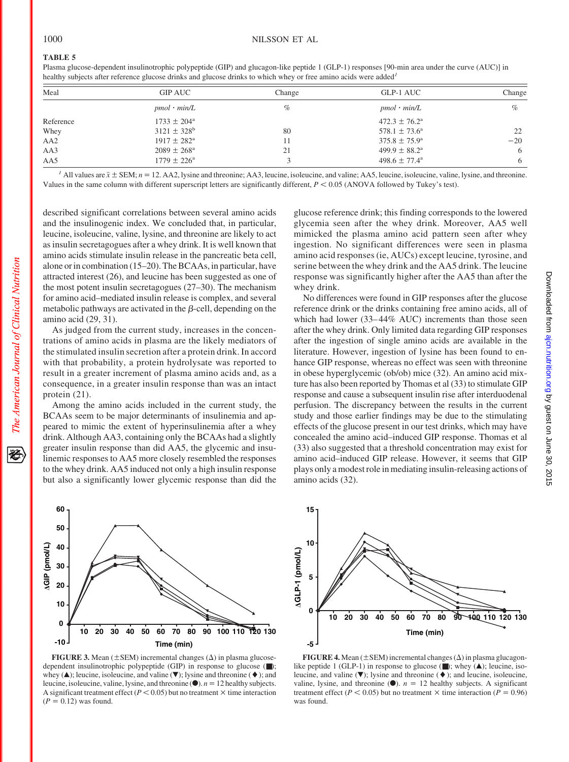**TABLE 5**

Plasma glucose-dependent insulinotropic polypeptide (GIP) and glucagon-like peptide 1 (GLP-1) responses [90-min area under the curve (AUC)] in healthy subjects after reference glucose drinks and glucose drinks to which whey or free amino acids were added[1]

| Meal | GIP AUC | Change | GLP-1 AUC | Change |
|---|---|---|---|---|
| | *pmol · min/L* | *%* | *pmol · min/L* | *%* |
| Reference | 1733 ± 204[a] | | 472.3 ± 76.2[a] | |
| Whey | 3121 ± 328[b] | 80 | 578.1 ± 73.6[a] | 22 |
| AA2 | 1917 ± 282[a] | 11 | 375.8 ± 75.9[a] | −20 |
| AA3 | 2089 ± 268[a] | 21 | 499.9 ± 88.2[a] | 6 |
| AA5 | 1779 ± 226[a] | 3 | 498.6 ± 77.4[a] | 6 |

[1] All values are $\bar{x}$ ± SEM; $n = 12$. AA2, lysine and threonine; AA3, leucine, isoleucine, and valine; AA5, leucine, isoleucine, valine, lysine, and threonine. Values in the same column with different superscript letters are significantly different, $P < 0.05$ (ANOVA followed by Tukey's test).

described significant correlations between several amino acids and the insulinogenic index. We concluded that, in particular, leucine, isoleucine, valine, lysine, and threonine are likely to act as insulin secretagogues after a whey drink. It is well known that amino acids stimulate insulin release in the pancreatic beta cell, alone or in combination (15–20). The BCAAs, in particular, have attracted interest (26), and leucine has been suggested as one of the most potent insulin secretagogues (27–30). The mechanism for amino acid–mediated insulin release is complex, and several metabolic pathways are activated in the β-cell, depending on the amino acid (29, 31).

As judged from the current study, increases in the concentrations of amino acids in plasma are the likely mediators of the stimulated insulin secretion after a protein drink. In accord with that probability, a protein hydrolysate was reported to result in a greater increment of plasma amino acids and, as a consequence, in a greater insulin response than was an intact protein (21).

Among the amino acids included in the current study, the BCAAs seem to be major determinants of insulinemia and appeared to mimic the extent of hyperinsulinemia after a whey drink. Although AA3, containing only the BCAAs had a slightly greater insulin response than did AA5, the glycemic and insulinemic responses to AA5 more closely resembled the responses to the whey drink. AA5 induced not only a high insulin response but also a significantly lower glycemic response than did the glucose reference drink; this finding corresponds to the lowered glycemia seen after the whey drink. Moreover, AA5 well mimicked the plasma amino acid pattern seen after whey ingestion. No significant differences were seen in the plasma amino acid responses (ie, AUCs) except leucine, tyrosine, and serine between the whey drink and the AA5 drink. The leucine response was significantly higher after the AA5 than after the whey drink.

No differences were found in GIP responses after the glucose reference drink or the drinks containing free amino acids, all of which had lower (33–44% AUC) increments than those seen after the whey drink. Only limited data regarding GIP responses after the ingestion of single amino acids are available in the literature. However, ingestion of lysine has been found to enhance GIP response, whereas no effect was seen with threonine in obese hyperglycemic (ob/ob) mice (32). An amino acid mixture has also been reported by Thomas et al (33) to stimulate GIP response and cause a subsequent insulin rise after interduodenal perfusion. The discrepancy between the results in the current study and those earlier findings may be due to the stimulating effects of the glucose present in our test drinks, which may have concealed the amino acid–induced GIP response. Thomas et al (33) also suggested that a threshold concentration may exist for amino acid–induced GIP release. However, it seems that GIP plays only a modest role in mediating insulin-releasing actions of amino acids (32).

**FIGURE 3.** Mean (±SEM) incremental changes (Δ) in plasma glucose-dependent insulinotropic polypeptide (GIP) in response to glucose (■); whey (▲); leucine, isoleucine, and valine (▼); lysine and threonine (♦); and leucine, isoleucine, valine, lysine, and threonine (●). $n = 12$ healthy subjects. A significant treatment effect ($P < 0.05$) but no treatment × time interaction ($P = 0.12$) was found.

**FIGURE 4.** Mean (±SEM) incremental changes (Δ) in plasma glucagon-like peptide 1 (GLP-1) in response to glucose (■); whey (▲); leucine, isoleucine, and valine (▼); lysine and threonine (♦); and leucine, isoleucine, valine, lysine, and threonine (●). $n = 12$ healthy subjects. A significant treatment effect ($P < 0.05$) but no treatment × time interaction ($P = 0.96$) was found.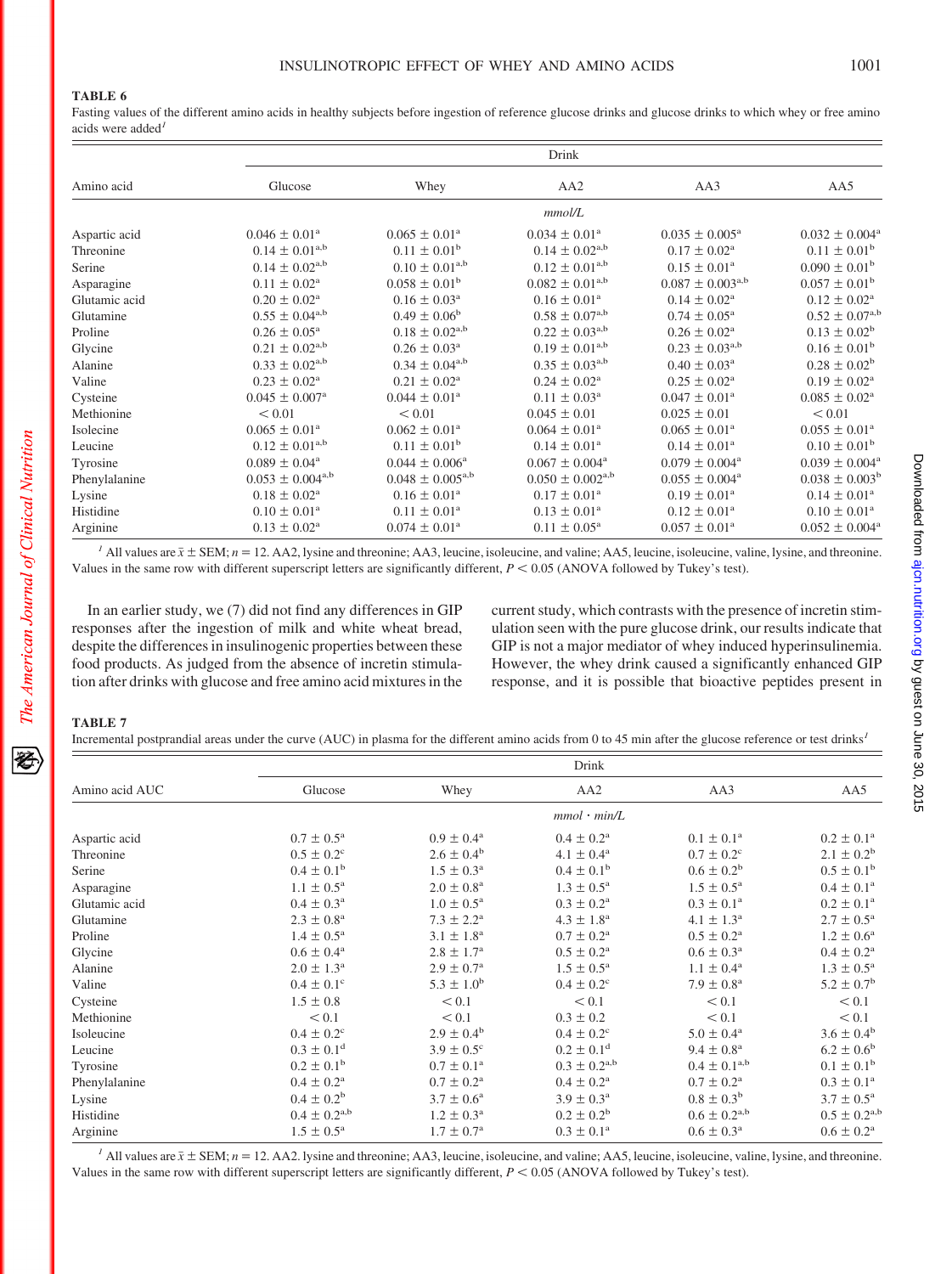**TABLE 6**

Fasting values of the different amino acids in healthy subjects before ingestion of reference glucose drinks and glucose drinks to which whey or free amino acids were added[1]

| Amino acid | Drink | | | | |
|---|---|---|---|---|---|
| | Glucose | Whey | AA2 | AA3 | AA5 |
| | *mmol/L* | | | | |
| Aspartic acid | 0.046 ± 0.01[a] | 0.065 ± 0.01[a] | 0.034 ± 0.01[a] | 0.035 ± 0.005[a] | 0.032 ± 0.004[a] |
| Threonine | 0.14 ± 0.01[a,b] | 0.11 ± 0.01[b] | 0.14 ± 0.02[a,b] | 0.17 ± 0.02[a] | 0.11 ± 0.01[b] |
| Serine | 0.14 ± 0.02[a,b] | 0.10 ± 0.01[a,b] | 0.12 ± 0.01[a,b] | 0.15 ± 0.01[a] | 0.090 ± 0.01[b] |
| Asparagine | 0.11 ± 0.02[a] | 0.058 ± 0.01[b] | 0.082 ± 0.01[a,b] | 0.087 ± 0.003[a,b] | 0.057 ± 0.01[b] |
| Glutamic acid | 0.20 ± 0.02[a] | 0.16 ± 0.03[a] | 0.16 ± 0.01[a] | 0.14 ± 0.02[a] | 0.12 ± 0.02[a] |
| Glutamine | 0.55 ± 0.04[a,b] | 0.49 ± 0.06[b] | 0.58 ± 0.07[a,b] | 0.74 ± 0.05[a] | 0.52 ± 0.07[a,b] |
| Proline | 0.26 ± 0.05[a] | 0.18 ± 0.02[a,b] | 0.22 ± 0.03[a,b] | 0.26 ± 0.02[a] | 0.13 ± 0.02[b] |
| Glycine | 0.21 ± 0.02[a,b] | 0.26 ± 0.03[a] | 0.19 ± 0.01[a,b] | 0.23 ± 0.03[a,b] | 0.16 ± 0.01[b] |
| Alanine | 0.33 ± 0.02[a,b] | 0.34 ± 0.04[a,b] | 0.35 ± 0.03[a,b] | 0.40 ± 0.03[a] | 0.28 ± 0.02[b] |
| Valine | 0.23 ± 0.02[a] | 0.21 ± 0.02[a] | 0.24 ± 0.02[a] | 0.25 ± 0.02[a] | 0.19 ± 0.02[a] |
| Cysteine | 0.045 ± 0.007[a] | 0.044 ± 0.01[a] | 0.11 ± 0.03[a] | 0.047 ± 0.01[a] | 0.085 ± 0.02[a] |
| Methionine | < 0.01 | < 0.01 | 0.045 ± 0.01 | 0.025 ± 0.01 | < 0.01 |
| Isolecine | 0.065 ± 0.01[a] | 0.062 ± 0.01[a] | 0.064 ± 0.01[a] | 0.065 ± 0.01[a] | 0.055 ± 0.01[a] |
| Leucine | 0.12 ± 0.01[a,b] | 0.11 ± 0.01[b] | 0.14 ± 0.01[a] | 0.14 ± 0.01[a] | 0.10 ± 0.01[b] |
| Tyrosine | 0.089 ± 0.04[a] | 0.044 ± 0.006[a] | 0.067 ± 0.004[a] | 0.079 ± 0.004[a] | 0.039 ± 0.004[a] |
| Phenylalanine | 0.053 ± 0.004[a,b] | 0.048 ± 0.005[a,b] | 0.050 ± 0.002[a,b] | 0.055 ± 0.004[a] | 0.038 ± 0.003[b] |
| Lysine | 0.18 ± 0.02[a] | 0.16 ± 0.01[a] | 0.17 ± 0.01[a] | 0.19 ± 0.01[a] | 0.14 ± 0.01[a] |
| Histidine | 0.10 ± 0.01[a] | 0.11 ± 0.01[a] | 0.13 ± 0.01[a] | 0.12 ± 0.01[a] | 0.10 ± 0.01[a] |
| Arginine | 0.13 ± 0.02[a] | 0.074 ± 0.01[a] | 0.11 ± 0.05[a] | 0.057 ± 0.01[a] | 0.052 ± 0.004[a] |

[1] All values are $\bar{x}$ ± SEM; $n = 12$. AA2, lysine and threonine; AA3, leucine, isoleucine, and valine; AA5, leucine, isoleucine, valine, lysine, and threonine. Values in the same row with different superscript letters are significantly different, $P < 0.05$ (ANOVA followed by Tukey's test).

In an earlier study, we (7) did not find any differences in GIP responses after the ingestion of milk and white wheat bread, despite the differences in insulinogenic properties between these food products. As judged from the absence of incretin stimulation after drinks with glucose and free amino acid mixtures in the current study, which contrasts with the presence of incretin stimulation seen with the pure glucose drink, our results indicate that GIP is not a major mediator of whey induced hyperinsulinemia. However, the whey drink caused a significantly enhanced GIP response, and it is possible that bioactive peptides present in

**TABLE 7**

Incremental postprandial areas under the curve (AUC) in plasma for the different amino acids from 0 to 45 min after the glucose reference or test drinks[1]

| Amino acid AUC | Drink | | | | |
|---|---|---|---|---|---|
| | Glucose | Whey | AA2 | AA3 | AA5 |
| | *mmol · min/L* | | | | |
| Aspartic acid | 0.7 ± 0.5[a] | 0.9 ± 0.4[a] | 0.4 ± 0.2[a] | 0.1 ± 0.1[a] | 0.2 ± 0.1[a] |
| Threonine | 0.5 ± 0.2[c] | 2.6 ± 0.4[b] | 4.1 ± 0.4[a] | 0.7 ± 0.2[c] | 2.1 ± 0.2[b] |
| Serine | 0.4 ± 0.1[b] | 1.5 ± 0.3[a] | 0.4 ± 0.1[b] | 0.6 ± 0.2[b] | 0.5 ± 0.1[b] |
| Asparagine | 1.1 ± 0.5[a] | 2.0 ± 0.8[a] | 1.3 ± 0.5[a] | 1.5 ± 0.5[a] | 0.4 ± 0.1[a] |
| Glutamic acid | 0.4 ± 0.3[a] | 1.0 ± 0.5[a] | 0.3 ± 0.2[a] | 0.3 ± 0.1[a] | 0.2 ± 0.1[a] |
| Glutamine | 2.3 ± 0.8[a] | 7.3 ± 2.2[a] | 4.3 ± 1.8[a] | 4.1 ± 1.3[a] | 2.7 ± 0.5[a] |
| Proline | 1.4 ± 0.5[a] | 3.1 ± 1.8[a] | 0.7 ± 0.2[a] | 0.5 ± 0.2[a] | 1.2 ± 0.6[a] |
| Glycine | 0.6 ± 0.4[a] | 2.8 ± 1.7[a] | 0.5 ± 0.2[a] | 0.6 ± 0.3[a] | 0.4 ± 0.2[a] |
| Alanine | 2.0 ± 1.3[a] | 2.9 ± 0.7[a] | 1.5 ± 0.5[a] | 1.1 ± 0.4[a] | 1.3 ± 0.5[a] |
| Valine | 0.4 ± 0.1[c] | 5.3 ± 1.0[b] | 0.4 ± 0.2[c] | 7.9 ± 0.8[a] | 5.2 ± 0.7[b] |
| Cysteine | 1.5 ± 0.8 | < 0.1 | < 0.1 | < 0.1 | < 0.1 |
| Methionine | < 0.1 | < 0.1 | 0.3 ± 0.2 | < 0.1 | < 0.1 |
| Isoleucine | 0.4 ± 0.2[c] | 2.9 ± 0.4[b] | 0.4 ± 0.2[c] | 5.0 ± 0.4[a] | 3.6 ± 0.4[b] |
| Leucine | 0.3 ± 0.1[d] | 3.9 ± 0.5[c] | 0.2 ± 0.1[d] | 9.4 ± 0.8[a] | 6.2 ± 0.6[b] |
| Tyrosine | 0.2 ± 0.1[b] | 0.7 ± 0.1[a] | 0.3 ± 0.2[a,b] | 0.4 ± 0.1[a,b] | 0.1 ± 0.1[b] |
| Phenylalanine | 0.4 ± 0.2[a] | 0.7 ± 0.2[a] | 0.4 ± 0.2[a] | 0.7 ± 0.2[a] | 0.3 ± 0.1[a] |
| Lysine | 0.4 ± 0.2[b] | 3.7 ± 0.6[a] | 3.9 ± 0.3[a] | 0.8 ± 0.3[b] | 3.7 ± 0.5[a] |
| Histidine | 0.4 ± 0.2[a,b] | 1.2 ± 0.3[a] | 0.2 ± 0.2[b] | 0.6 ± 0.2[a,b] | 0.5 ± 0.2[a,b] |
| Arginine | 1.5 ± 0.5[a] | 1.7 ± 0.7[a] | 0.3 ± 0.1[a] | 0.6 ± 0.3[a] | 0.6 ± 0.2[a] |

[1] All values are $\bar{x}$ ± SEM; $n = 12$. AA2, lysine and threonine; AA3, leucine, isoleucine, and valine; AA5, leucine, isoleucine, valine, lysine, and threonine. Values in the same row with different superscript letters are significantly different, $P < 0.05$ (ANOVA followed by Tukey's test).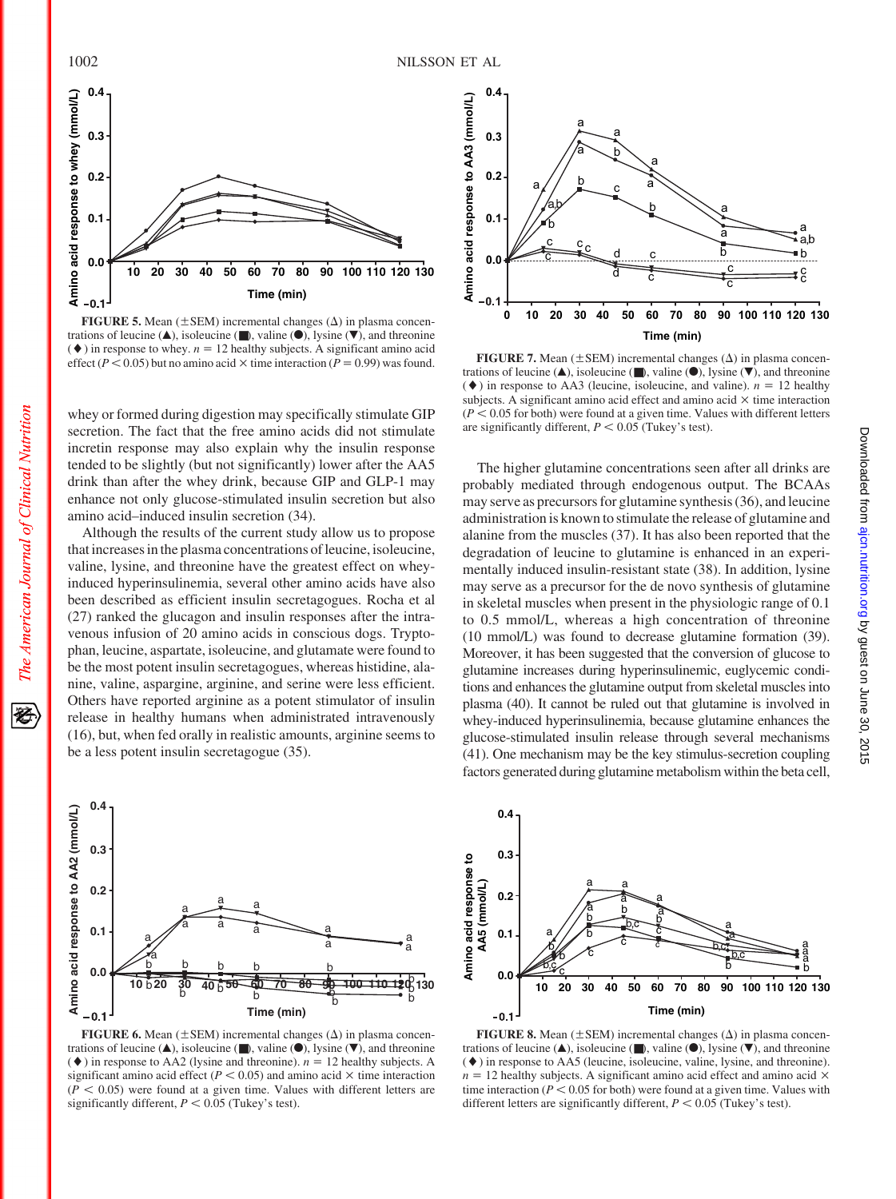**FIGURE 5.** Mean (±SEM) incremental changes (Δ) in plasma concentrations of leucine (▲), isoleucine (■), valine (●), lysine (▼), and threonine (♦) in response to whey. $n = 12$ healthy subjects. A significant amino acid effect ($P < 0.05$) but no amino acid × time interaction ($P = 0.99$) was found.

**FIGURE 7.** Mean (±SEM) incremental changes (Δ) in plasma concentrations of leucine (▲), isoleucine (■), valine (●), lysine (▼), and threonine (♦) in response to AA3 (leucine, isoleucine, and valine). $n = 12$ healthy subjects. A significant amino acid effect and amino acid × time interaction ($P < 0.05$ for both) were found at a given time. Values with different letters are significantly different, $P < 0.05$ (Tukey's test).

whey or formed during digestion may specifically stimulate GIP secretion. The fact that the free amino acids did not stimulate incretin response may also explain why the insulin response tended to be slightly (but not significantly) lower after the AA5 drink than after the whey drink, because GIP and GLP-1 may enhance not only glucose-stimulated insulin secretion but also amino acid–induced insulin secretion (34).

Although the results of the current study allow us to propose that increases in the plasma concentrations of leucine, isoleucine, valine, lysine, and threonine have the greatest effect on whey-induced hyperinsulinemia, several other amino acids have also been described as efficient insulin secretagogues. Rocha et al (27) ranked the glucagon and insulin responses after the intravenous infusion of 20 amino acids in conscious dogs. Tryptophan, leucine, aspartate, isoleucine, and glutamate were found to be the most potent insulin secretagogues, whereas histidine, alanine, valine, aspargine, arginine, and serine were less efficient. Others have reported arginine as a potent stimulator of insulin release in healthy humans when administrated intravenously (16), but, when fed orally in realistic amounts, arginine seems to be a less potent insulin secretagogue (35).

The higher glutamine concentrations seen after all drinks are probably mediated through endogenous output. The BCAAs may serve as precursors for glutamine synthesis (36), and leucine administration is known to stimulate the release of glutamine and alanine from the muscles (37). It has also been reported that the degradation of leucine to glutamine is enhanced in an experimentally induced insulin-resistant state (38). In addition, lysine may serve as a precursor for the de novo synthesis of glutamine in skeletal muscles when present in the physiologic range of 0.1 to 0.5 mmol/L, whereas a high concentration of threonine (10 mmol/L) was found to decrease glutamine formation (39). Moreover, it has been suggested that the conversion of glucose to glutamine increases during hyperinsulinemic, euglycemic conditions and enhances the glutamine output from skeletal muscles into plasma (40). It cannot be ruled out that glutamine is involved in whey-induced hyperinsulinemia, because glutamine enhances the glucose-stimulated insulin release through several mechanisms (41). One mechanism may be the key stimulus-secretion coupling factors generated during glutamine metabolism within the beta cell,

**FIGURE 6.** Mean (±SEM) incremental changes (Δ) in plasma concentrations of leucine (▲), isoleucine (■), valine (●), lysine (▼), and threonine (♦) in response to AA2 (lysine and threonine). $n = 12$ healthy subjects. A significant amino acid effect ($P < 0.05$) and amino acid × time interaction ($P < 0.05$) were found at a given time. Values with different letters are significantly different, $P < 0.05$ (Tukey's test).

**FIGURE 8.** Mean (±SEM) incremental changes (Δ) in plasma concentrations of leucine (▲), isoleucine (■), valine (●), lysine (▼), and threonine (♦) in response to AA5 (leucine, isoleucine, valine, lysine, and threonine). $n = 12$ healthy subjects. A significant amino acid effect and amino acid × time interaction ($P < 0.05$ for both) were found at a given time. Values with different letters are significantly different, $P < 0.05$ (Tukey's test).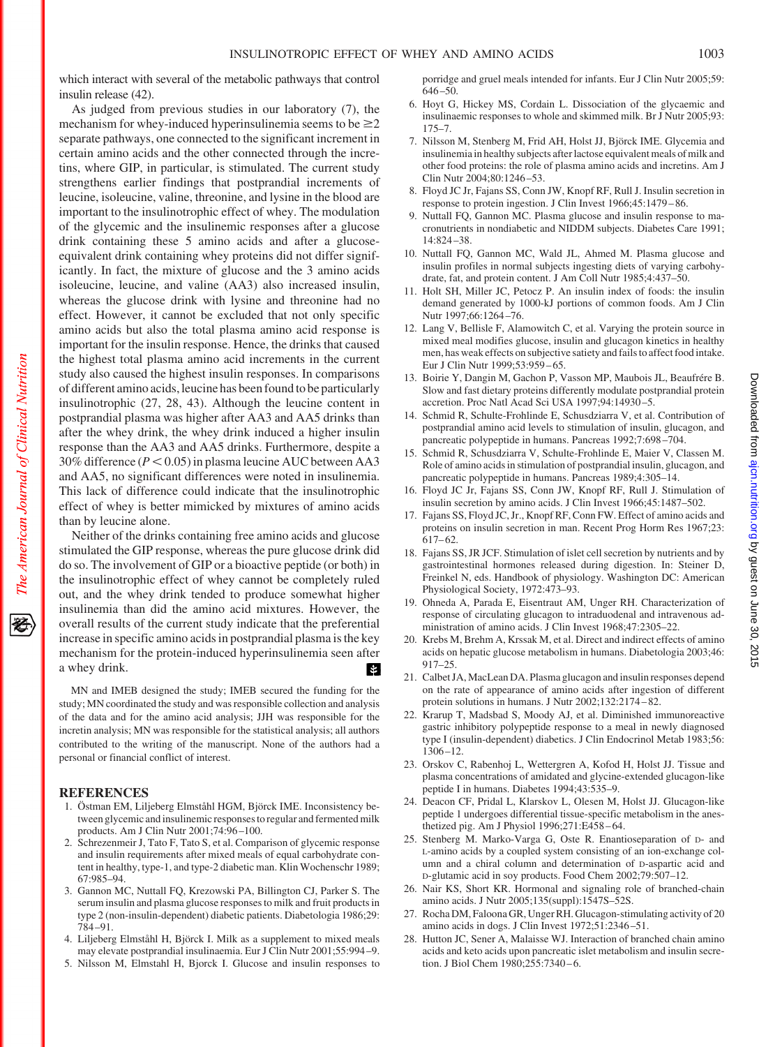which interact with several of the metabolic pathways that control insulin release (42).

As judged from previous studies in our laboratory (7), the mechanism for whey-induced hyperinsulinemia seems to be ≥2 separate pathways, one connected to the significant increment in certain amino acids and the other connected through the incretins, where GIP, in particular, is stimulated. The current study strengthens earlier findings that postprandial increments of leucine, isoleucine, valine, threonine, and lysine in the blood are important to the insulinotrophic effect of whey. The modulation of the glycemic and the insulinemic responses after a glucose drink containing these 5 amino acids and after a glucose-equivalent drink containing whey proteins did not differ significantly. In fact, the mixture of glucose and the 3 amino acids isoleucine, leucine, and valine (AA3) also increased insulin, whereas the glucose drink with lysine and threonine had no effect. However, it cannot be excluded that not only specific amino acids but also the total plasma amino acid response is important for the insulin response. Hence, the drinks that caused the highest total plasma amino acid increments in the current study also caused the highest insulin responses. In comparisons of different amino acids, leucine has been found to be particularly insulinotrophic (27, 28, 43). Although the leucine content in postprandial plasma was higher after AA3 and AA5 drinks than after the whey drink, the whey drink induced a higher insulin response than the AA3 and AA5 drinks. Furthermore, despite a 30% difference ($P < 0.05$) in plasma leucine AUC between AA3 and AA5, no significant differences were noted in insulinemia. This lack of difference could indicate that the insulinotrophic effect of whey is better mimicked by mixtures of amino acids than by leucine alone.

Neither of the drinks containing free amino acids and glucose stimulated the GIP response, whereas the pure glucose drink did do so. The involvement of GIP or a bioactive peptide (or both) in the insulinotropic effect of whey cannot be completely ruled out, and the whey drink tended to produce somewhat higher insulinemia than did the amino acid mixtures. However, the overall results of the current study indicate that the preferential increase in specific amino acids in postprandial plasma is the key mechanism for the protein-induced hyperinsulinemia seen after a whey drink.

MN and IMEB designed the study; IMEB secured the funding for the study; MN coordinated the study and was responsible collection and analysis of the data and for the amino acid analysis; JJH was responsible for the incretin analysis; MN was responsible for the statistical analysis; all authors contributed to the writing of the manuscript. None of the authors had a personal or financial conflict of interest.

## REFERENCES

1. Östman EM, Liljeberg Elmståhl HGM, Björck IME. Inconsistency between glycemic and insulinemic responses to regular and fermented milk products. Am J Clin Nutr 2001;74:96–100.
2. Schrezenmeir J, Tato F, Tato S, et al. Comparison of glycemic response and insulin requirements after mixed meals of equal carbohydrate content in healthy, type-1, and type-2 diabetic man. Klin Wochenschr 1989; 67:985–94.
3. Gannon MC, Nuttall FQ, Krezowski PA, Billington CJ, Parker S. The serum insulin and plasma glucose responses to milk and fruit products in type 2 (non-insulin-dependent) diabetic patients. Diabetologia 1986;29: 784–91.
4. Liljeberg Elmståhl H, Björck I. Milk as a supplement to mixed meals may elevate postprandial insulinaemia. Eur J Clin Nutr 2001;55:994–9.
5. Nilsson M, Elmstahl H, Bjorck I. Glucose and insulin responses to porridge and gruel meals intended for infants. Eur J Clin Nutr 2005;59: 646–50.
6. Hoyt G, Hickey MS, Cordain L. Dissociation of the glycaemic and insulinaemic responses to whole and skimmed milk. Br J Nutr 2005;93: 175–7.
7. Nilsson M, Stenberg M, Frid AH, Holst JJ, Björck IME. Glycemia and insulinemia in healthy subjects after lactose equivalent meals of milk and other food proteins: the role of plasma amino acids and incretins. Am J Clin Nutr 2004;80:1246–53.
8. Floyd JC Jr, Fajans SS, Conn JW, Knopf RF, Rull J. Insulin secretion in response to protein ingestion. J Clin Invest 1966;45:1479–86.
9. Nuttall FQ, Gannon MC. Plasma glucose and insulin response to macronutrients in nondiabetic and NIDDM subjects. Diabetes Care 1991; 14:824–38.
10. Nuttall FQ, Gannon MC, Wald JL, Ahmed M. Plasma glucose and insulin profiles in normal subjects ingesting diets of varying carbohydrate, fat, and protein content. J Am Coll Nutr 1985;4:437–50.
11. Holt SH, Miller JC, Petocz P. An insulin index of foods: the insulin demand generated by 1000-kJ portions of common foods. Am J Clin Nutr 1997;66:1264–76.
12. Lang V, Bellisle F, Alamowitch C, et al. Varying the protein source in mixed meal modifies glucose, insulin and glucagon kinetics in healthy men, has weak effects on subjective satiety and fails to affect food intake. Eur J Clin Nutr 1999;53:959–65.
13. Boirie Y, Dangin M, Gachon P, Vasson MP, Maubois JL, Beaufrère B. Slow and fast dietary proteins differently modulate postprandial protein accretion. Proc Natl Acad Sci USA 1997;94:14930–5.
14. Schmid R, Schulte-Frohlinde E, Schusdziarra V, et al. Contribution of postprandial amino acid levels to stimulation of insulin, glucagon, and pancreatic polypeptide in humans. Pancreas 1992;7:698–704.
15. Schmid R, Schusdziarra V, Schulte-Frohlinde E, Maier V, Classen M. Role of amino acids in stimulation of postprandial insulin, glucagon, and pancreatic polypeptide in humans. Pancreas 1989;4:305–14.
16. Floyd JC Jr, Fajans SS, Conn JW, Knopf RF, Rull J. Stimulation of insulin secretion by amino acids. J Clin Invest 1966;45:1487–502.
17. Fajans SS, Floyd JC, Jr., Knopf RF, Conn FW. Effect of amino acids and proteins on insulin secretion in man. Recent Prog Horm Res 1967;23: 617–62.
18. Fajans SS, JR JCF. Stimulation of islet cell secretion by nutrients and by gastrointestinal hormones released during digestion. In: Steiner D, Freinkel N, eds. Handbook of physiology. Washington DC: American Physiological Society, 1972:473–93.
19. Ohneda A, Parada E, Eisentraut AM, Unger RH. Characterization of response of circulating glucagon to intraduodenal and intravenous administration of amino acids. J Clin Invest 1968;47:2305–22.
20. Krebs M, Brehm A, Krssak M, et al. Direct and indirect effects of amino acids on hepatic glucose metabolism in humans. Diabetologia 2003;46: 917–25.
21. Calbet JA, MacLean DA. Plasma glucagon and insulin responses depend on the rate of appearance of amino acids after ingestion of different protein solutions in humans. J Nutr 2002;132:2174–82.
22. Krarup T, Madsbad S, Moody AJ, et al. Diminished immunoreactive gastric inhibitory polypeptide response to a meal in newly diagnosed type I (insulin-dependent) diabetics. J Clin Endocrinol Metab 1983;56: 1306–12.
23. Orskov C, Rabenhoj L, Wettergren A, Kofod H, Holst JJ. Tissue and plasma concentrations of amidated and glycine-extended glucagon-like peptide I in humans. Diabetes 1994;43:535–9.
24. Deacon CF, Pridal L, Klarskov L, Olesen M, Holst JJ. Glucagon-like peptide 1 undergoes differential tissue-specific metabolism in the anesthetized pig. Am J Physiol 1996;271:E458–64.
25. Stenberg M. Marko-Varga G, Oste R. Enantioseparation of D- and L-amino acids by a coupled system consisting of an ion-exchange column and a chiral column and determination of D-aspartic acid and D-glutamic acid in soy products. Food Chem 2002;79:507–12.
26. Nair KS, Short KR. Hormonal and signaling role of branched-chain amino acids. J Nutr 2005;135(suppl):1547S–52S.
27. Rocha DM, Faloona GR, Unger RH. Glucagon-stimulating activity of 20 amino acids in dogs. J Clin Invest 1972;51:2346–51.
28. Hutton JC, Sener A, Malaisse WJ. Interaction of branched chain amino acids and keto acids upon pancreatic islet metabolism and insulin secretion. J Biol Chem 1980;255:7340–6.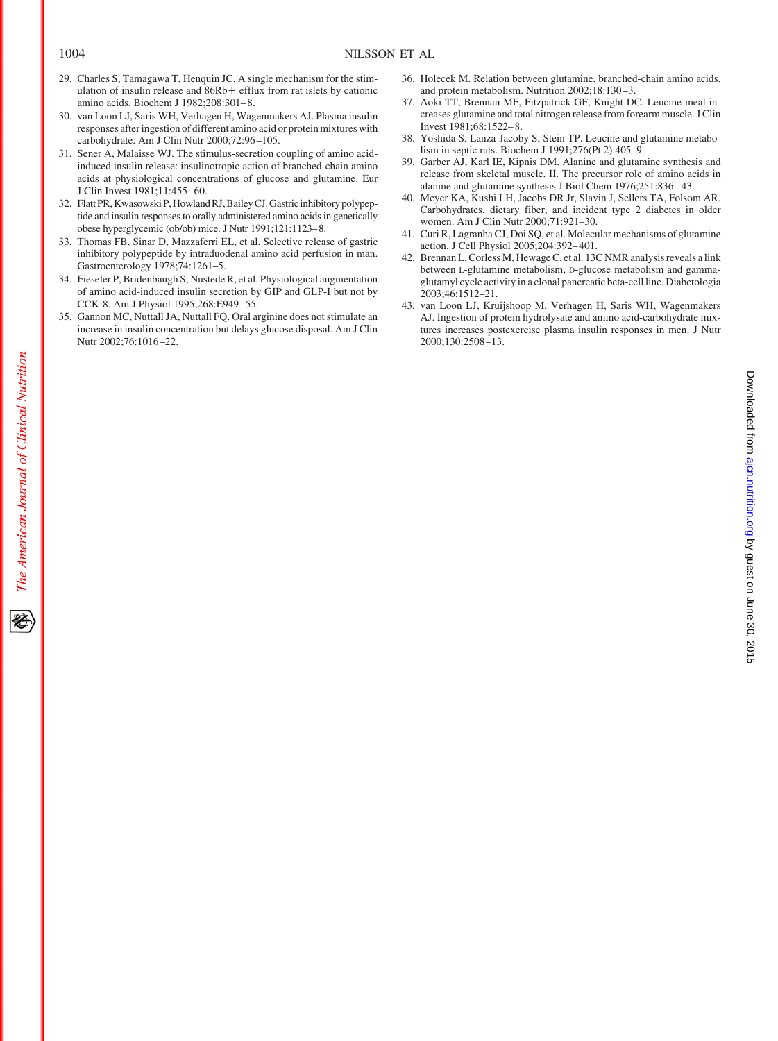29. Charles S, Tamagawa T, Henquin JC. A single mechanism for the stimulation of insulin release and 86Rb+ efflux from rat islets by cationic amino acids. Biochem J 1982;208:301–8.
30. van Loon LJ, Saris WH, Verhagen H, Wagenmakers AJ. Plasma insulin responses after ingestion of different amino acid or protein mixtures with carbohydrate. Am J Clin Nutr 2000;72:96–105.
31. Sener A, Malaisse WJ. The stimulus-secretion coupling of amino acid-induced insulin release: insulinotropic action of branched-chain amino acids at physiological concentrations of glucose and glutamine. Eur J Clin Invest 1981;11:455–60.
32. Flatt PR, Kwasowski P, Howland RJ, Bailey CJ. Gastric inhibitory polypeptide and insulin responses to orally administered amino acids in genetically obese hyperglycemic (ob/ob) mice. J Nutr 1991;121:1123–8.
33. Thomas FB, Sinar D, Mazzaferri EL, et al. Selective release of gastric inhibitory polypeptide by intraduodenal amino acid perfusion in man. Gastroenterology 1978;74:1261–5.
34. Fieseler P, Bridenbaugh S, Nustede R, et al. Physiological augmentation of amino acid-induced insulin secretion by GIP and GLP-I but not by CCK-8. Am J Physiol 1995;268:E949–55.
35. Gannon MC, Nuttall JA, Nuttall FQ. Oral arginine does not stimulate an increase in insulin concentration but delays glucose disposal. Am J Clin Nutr 2002;76:1016–22.
36. Holecek M. Relation between glutamine, branched-chain amino acids, and protein metabolism. Nutrition 2002;18:130–3.
37. Aoki TT, Brennan MF, Fitzpatrick GF, Knight DC. Leucine meal increases glutamine and total nitrogen release from forearm muscle. J Clin Invest 1981;68:1522–8.
38. Yoshida S, Lanza-Jacoby S, Stein TP. Leucine and glutamine metabolism in septic rats. Biochem J 1991;276(Pt 2):405–9.
39. Garber AJ, Karl IE, Kipnis DM. Alanine and glutamine synthesis and release from skeletal muscle. II. The precursor role of amino acids in alanine and glutamine synthesis J Biol Chem 1976;251:836–43.
40. Meyer KA, Kushi LH, Jacobs DR Jr, Slavin J, Sellers TA, Folsom AR. Carbohydrates, dietary fiber, and incident type 2 diabetes in older women. Am J Clin Nutr 2000;71:921–30.
41. Curi R, Lagranha CJ, Doi SQ, et al. Molecular mechanisms of glutamine action. J Cell Physiol 2005;204:392–401.
42. Brennan L, Corless M, Hewage C, et al. 13C NMR analysis reveals a link between L-glutamine metabolism, D-glucose metabolism and gamma-glutamyl cycle activity in a clonal pancreatic beta-cell line. Diabetologia 2003;46:1512–21.
43. van Loon LJ, Kruijshoop M, Verhagen H, Saris WH, Wagenmakers AJ. Ingestion of protein hydrolysate and amino acid-carbohydrate mixtures increases postexercise plasma insulin responses in men. J Nutr 2000;130:2508–13.